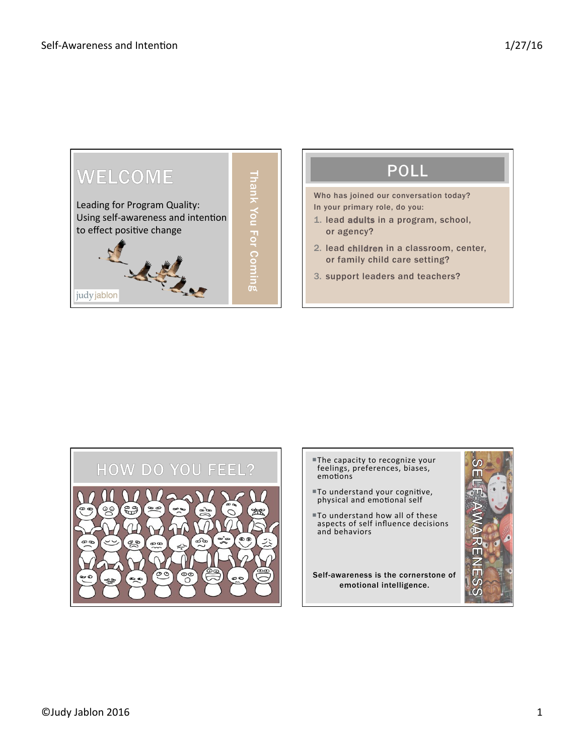# WELCOME

Leading for Program Quality:
Using self-awareness and intention to effect positive change

judy jablon

Thank You For Coming

# POLL

Who has joined our conversation today?
In your primary role, do you:

1. lead **adults** in a program, school, or agency?
2. lead **children** in a classroom, center, or family child care setting?
3. support leaders and teachers?

# HOW DO YOU FEEL?

# SELF-AWARENESS

- The capacity to recognize your feelings, preferences, biases, emotions
- To understand your cognitive, physical and emotional self
- To understand how all of these aspects of self influence decisions and behaviors

**Self-awareness is the cornerstone of emotional intelligence.**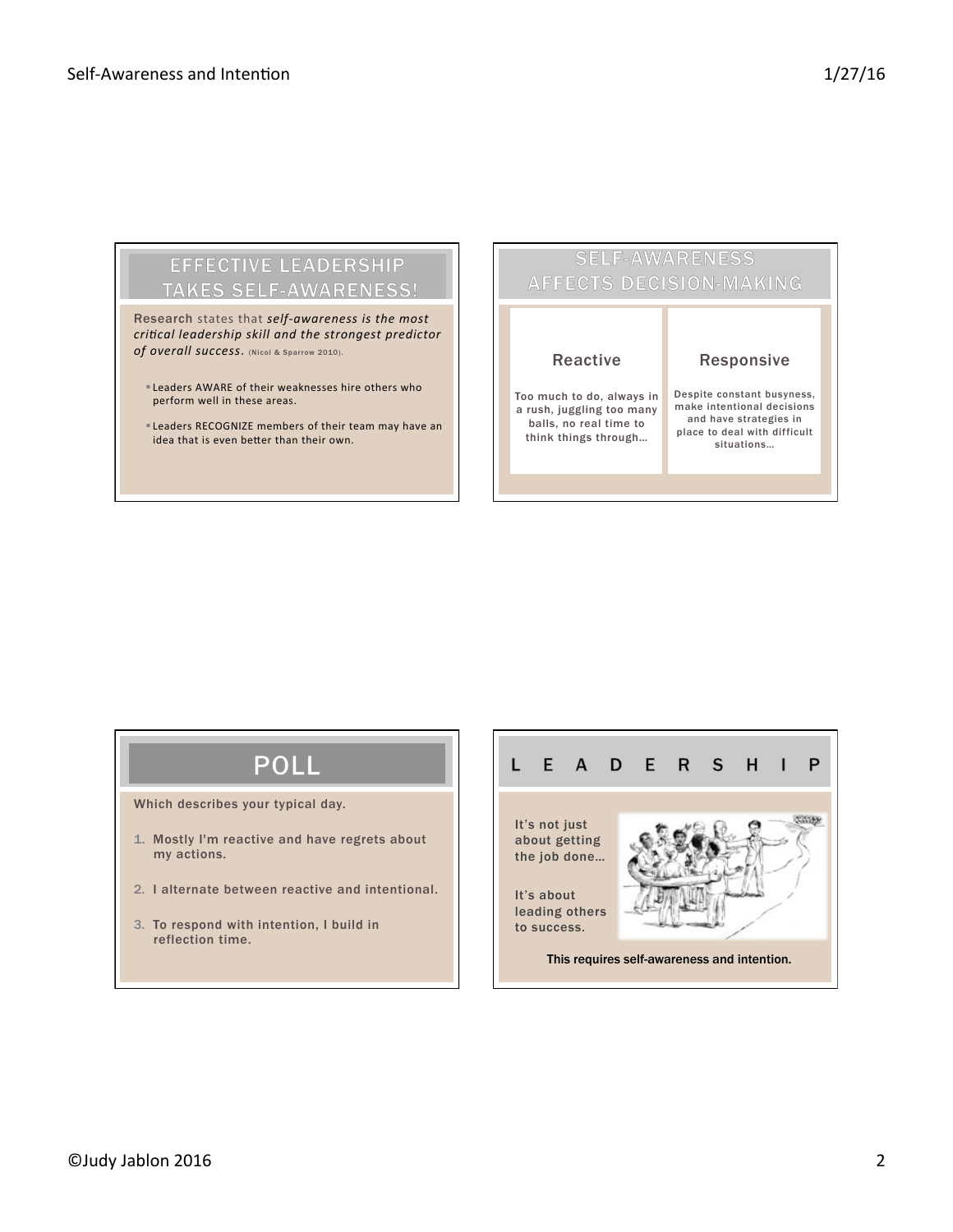## EFFECTIVE LEADERSHIP TAKES SELF-AWARENESS!

**Research** states that *self-awareness is the most critical leadership skill and the strongest predictor of overall success.* (Nicol & Sparrow 2010).

- Leaders AWARE of their weaknesses hire others who perform well in these areas.
- Leaders RECOGNIZE members of their team may have an idea that is even better than their own.

## SELF-AWARENESS AFFECTS DECISION-MAKING

| Reactive | Responsive |
| --- | --- |
| Too much to do, always in a rush, juggling too many balls, no real time to think things through… | Despite constant busyness, make intentional decisions and have strategies in place to deal with difficult situations… |

## POLL

Which describes your typical day.

1. Mostly I'm reactive and have regrets about my actions.
2. I alternate between reactive and intentional.
3. To respond with intention, I build in reflection time.

## L E A D E R S H I P

It's not just about getting the job done…

It's about leading others to success.

This requires self-awareness and intention.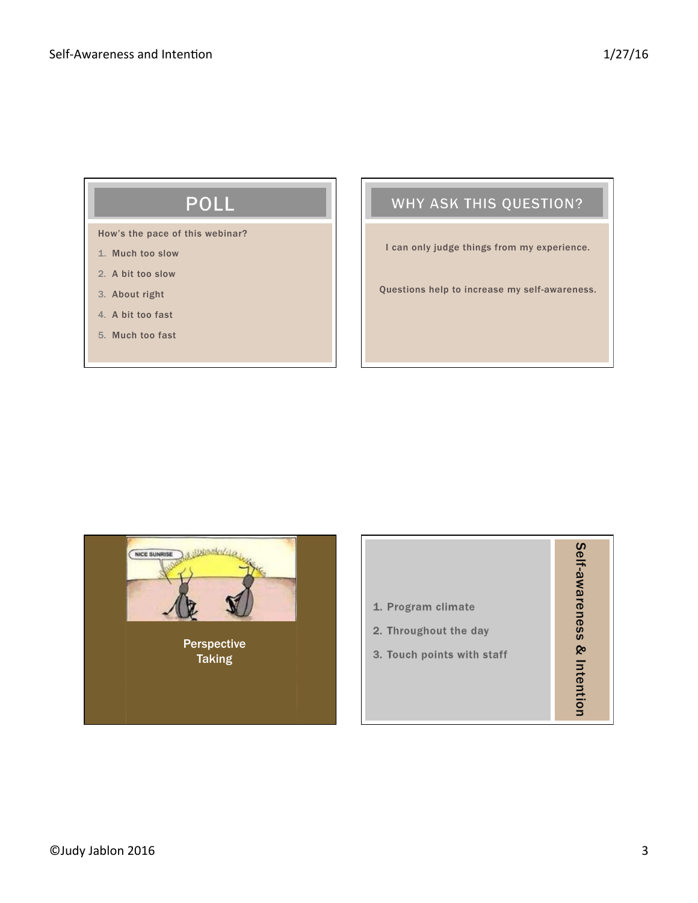## POLL

How's the pace of this webinar?

1. Much too slow
2. A bit too slow
3. About right
4. A bit too fast
5. Much too fast

## WHY ASK THIS QUESTION?

I can only judge things from my experience.

Questions help to increase my self-awareness.

Perspective Taking

## Self-awareness & Intention

1. Program climate
2. Throughout the day
3. Touch points with staff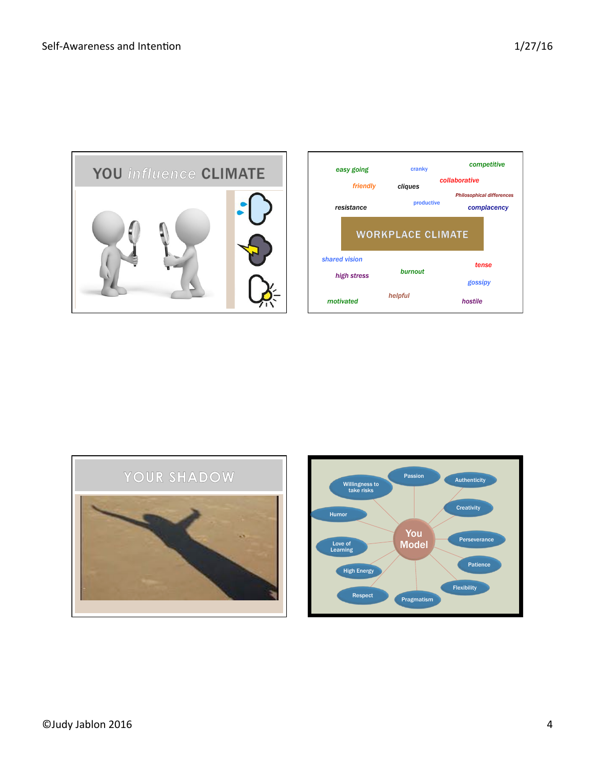## YOU *influence* CLIMATE

easy going
cranky
competitive
friendly
cliques
collaborative
Philosophical differences
resistance
productive
complacency

## WORKPLACE CLIMATE

shared vision
tense
high stress
burnout
gossipy
helpful
motivated
hostile

## YOUR SHADOW

You Model

- Passion
- Authenticity
- Willingness to take risks
- Creativity
- Humor
- Perseverance
- Love of Learning
- Patience
- High Energy
- Flexibility
- Respect
- Pragmatism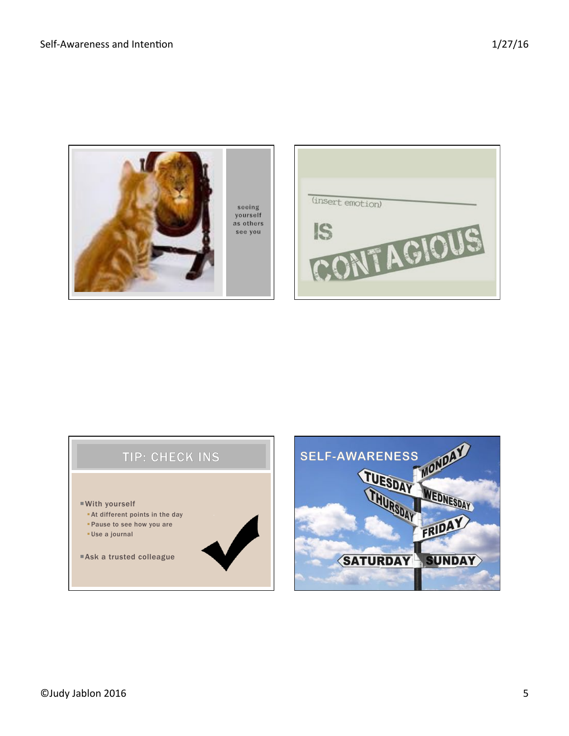seeing yourself as others see you

(insert emotion) IS CONTAGIOUS

## TIP: CHECK INS

- With yourself
  - At different points in the day
  - Pause to see how you are
  - Use a journal
- Ask a trusted colleague

## SELF-AWARENESS

MONDAY
TUESDAY
WEDNESDAY
THURSDAY
FRIDAY
SATURDAY
SUNDAY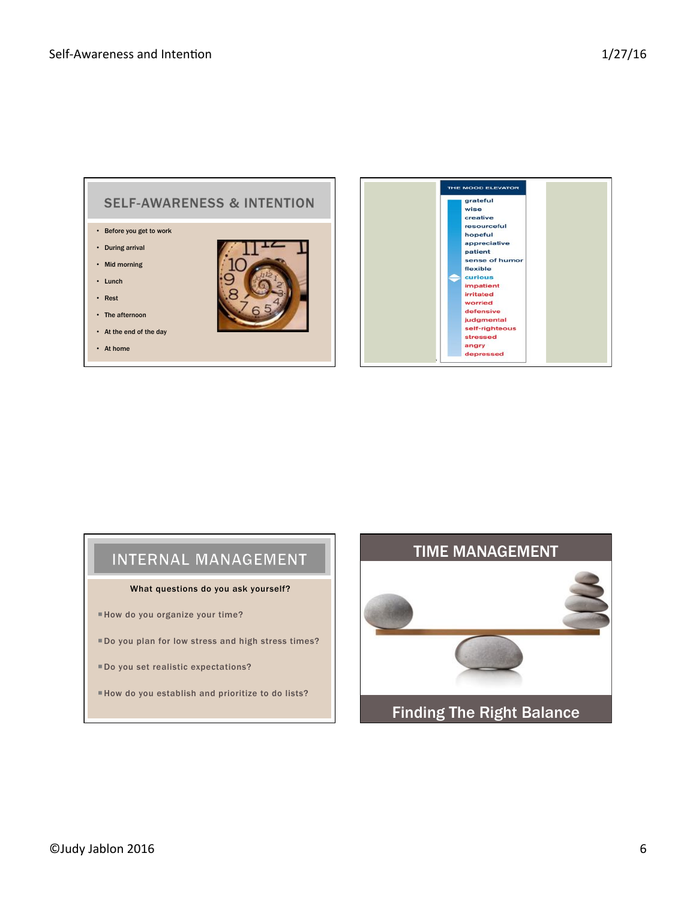## SELF-AWARENESS & INTENTION

- Before you get to work
- During arrival
- Mid morning
- Lunch
- Rest
- The afternoon
- At the end of the day
- At home

THE MOOD ELEVATOR

grateful
wise
creative
resourceful
hopeful
appreciative
patient
sense of humor
flexible
curious
impatient
irritated
worried
defensive
judgmental
self-righteous
stressed
angry
depressed

## INTERNAL MANAGEMENT

What questions do you ask yourself?

- How do you organize your time?
- Do you plan for low stress and high stress times?
- Do you set realistic expectations?
- How do you establish and prioritize to do lists?

## TIME MANAGEMENT

Finding The Right Balance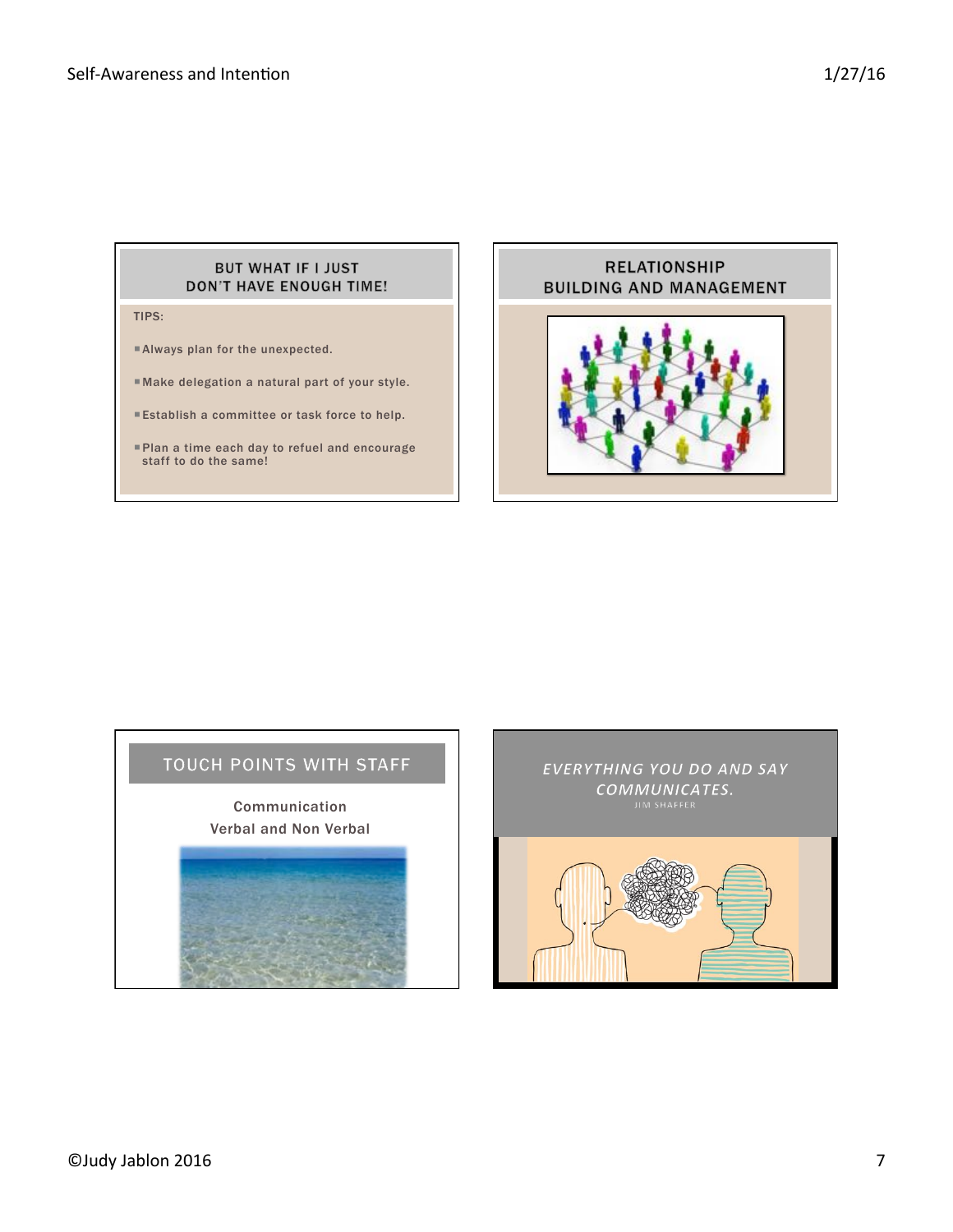## BUT WHAT IF I JUST DON'T HAVE ENOUGH TIME!

TIPS:

- Always plan for the unexpected.
- Make delegation a natural part of your style.
- Establish a committee or task force to help.
- Plan a time each day to refuel and encourage staff to do the same!

## RELATIONSHIP BUILDING AND MANAGEMENT

## TOUCH POINTS WITH STAFF

Communication

Verbal and Non Verbal

## *EVERYTHING YOU DO AND SAY COMMUNICATES.*

JIM SHAFFER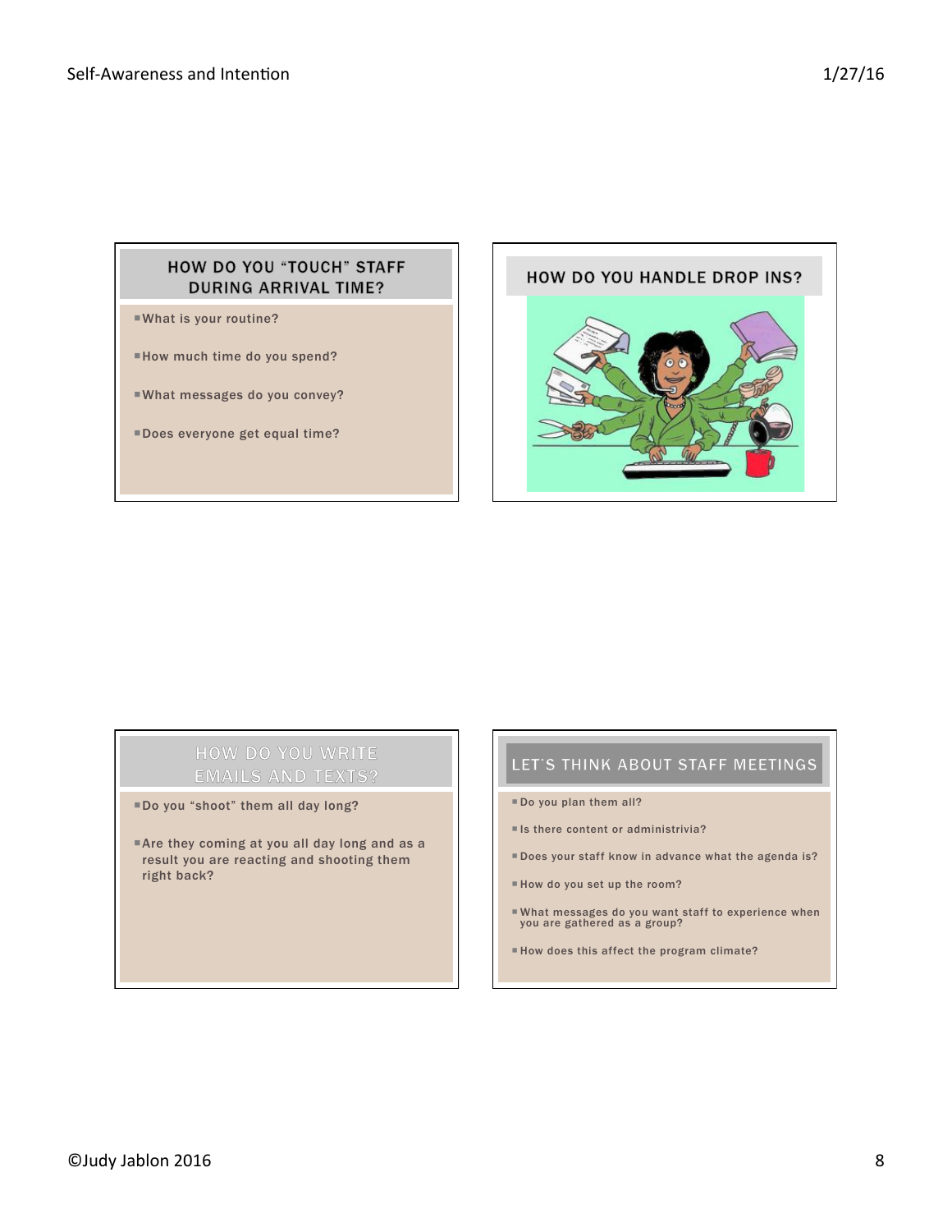## HOW DO YOU "TOUCH" STAFF DURING ARRIVAL TIME?

- What is your routine?
- How much time do you spend?
- What messages do you convey?
- Does everyone get equal time?

## HOW DO YOU HANDLE DROP INS?

## HOW DO YOU WRITE EMAILS AND TEXTS?

- Do you "shoot" them all day long?
- Are they coming at you all day long and as a result you are reacting and shooting them right back?

## LET'S THINK ABOUT STAFF MEETINGS

- Do you plan them all?
- Is there content or administrivia?
- Does your staff know in advance what the agenda is?
- How do you set up the room?
- What messages do you want staff to experience when you are gathered as a group?
- How does this affect the program climate?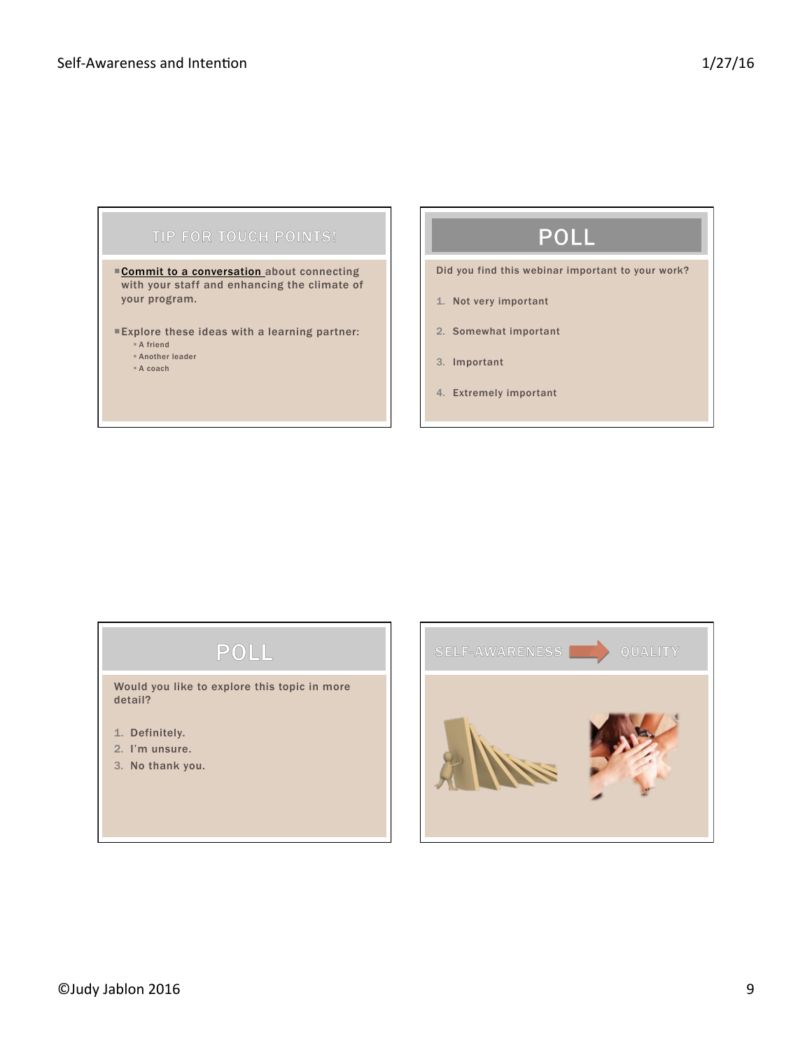## TIP FOR TOUCH POINTS!

- Commit to a conversation about connecting with your staff and enhancing the climate of your program.
- Explore these ideas with a learning partner:
  - A friend
  - Another leader
  - A coach

## POLL

Did you find this webinar important to your work?

1. Not very important
2. Somewhat important
3. Important
4. Extremely important

## POLL

Would you like to explore this topic in more detail?

1. Definitely.
2. I'm unsure.
3. No thank you.

## SELF-AWARENESS → QUALITY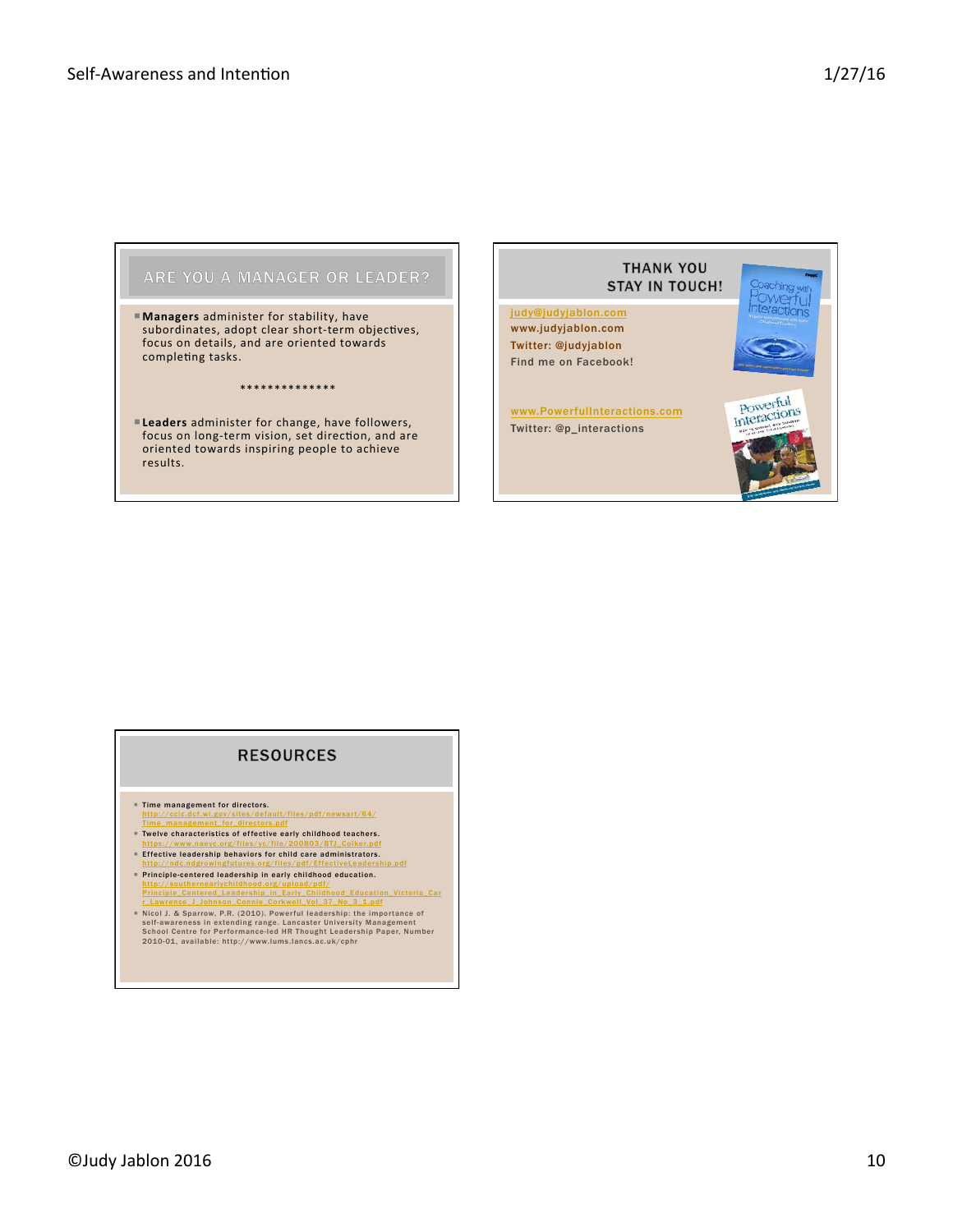## ARE YOU A MANAGER OR LEADER?

- **Managers** administer for stability, have subordinates, adopt clear short-term objectives, focus on details, and are oriented towards completing tasks.

**************

- **Leaders** administer for change, have followers, focus on long-term vision, set direction, and are oriented towards inspiring people to achieve results.

## THANK YOU
## STAY IN TOUCH!

judy@judyjablon.com
www.judyjablon.com
Twitter: @judyjablon
Find me on Facebook!

www.PowerfulInteractions.com
Twitter: @p_interactions

## RESOURCES

- Time management for directors. http://ccic.dcf.wi.gov/sites/default/files/pdf/newsart/64/Time_management_for_directors.pdf
- Twelve characteristics of effective early childhood teachers. https://www.naeyc.org/files/yc/file/200803/BTJ_Colker.pdf
- Effective leadership behaviors for child care administrators. http://ndc.ndgrowingfutures.org/files/pdf/EffectiveLeadership.pdf
- Principle-centered leadership in early childhood education. http://southernearlychildhood.org/upload/pdf/Principle_Centered_Leadership_In_Early_Childhood_Education_Victoria_Carr_Lawrence_J_Johnson_Connie_Corkwell_Vol_37_No_3_1.pdf
- Nicol J. & Sparrow, P.R. (2010). Powerful leadership: the importance of self-awareness in extending range. Lancaster University Management School Centre for Performance-led HR Thought Leadership Paper, Number 2010-01, available: http://www.lums.lancs.ac.uk/cphr